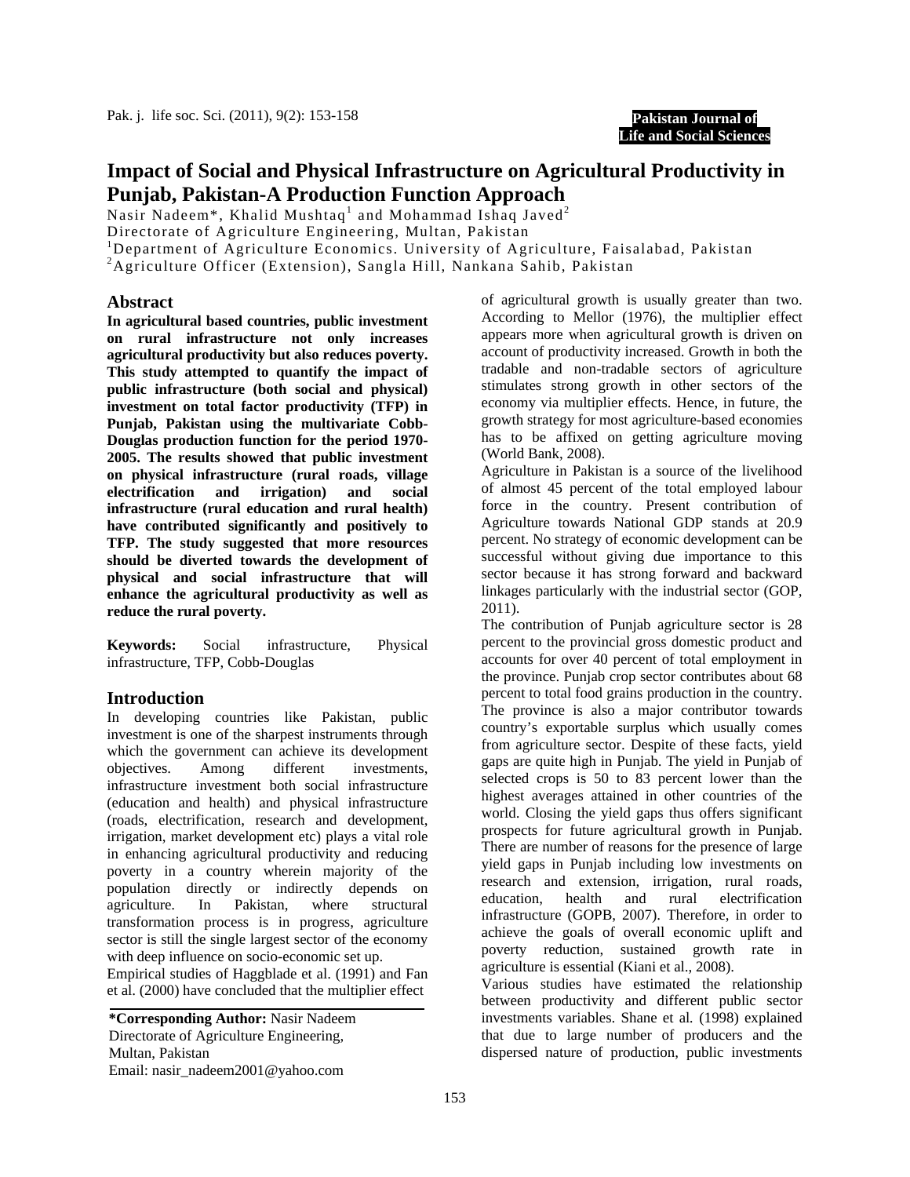# Impact of Social and Physical Infrastructure on Agricultural Productivity in Punjab, Pakistan-A Production Function Approach

Nasir Nadeem*, Khalid Mushtaq[1] and Mohammad Ishaq Javed[2]

Directorate of Agriculture Engineering, Multan, Pakistan

[1]Department of Agriculture Economics. University of Agriculture, Faisalabad, Pakistan

[2]Agriculture Officer (Extension), Sangla Hill, Nankana Sahib, Pakistan

## Abstract

**In agricultural based countries, public investment on rural infrastructure not only increases agricultural productivity but also reduces poverty. This study attempted to quantify the impact of public infrastructure (both social and physical) investment on total factor productivity (TFP) in Punjab, Pakistan using the multivariate Cobb-Douglas production function for the period 1970-2005. The results showed that public investment on physical infrastructure (rural roads, village electrification and irrigation) and social infrastructure (rural education and rural health) have contributed significantly and positively to TFP. The study suggested that more resources should be diverted towards the development of physical and social infrastructure that will enhance the agricultural productivity as well as reduce the rural poverty.**

**Keywords:** Social infrastructure, Physical infrastructure, TFP, Cobb-Douglas

## Introduction

In developing countries like Pakistan, public investment is one of the sharpest instruments through which the government can achieve its development objectives. Among different investments, infrastructure investment both social infrastructure (education and health) and physical infrastructure (roads, electrification, research and development, irrigation, market development etc) plays a vital role in enhancing agricultural productivity and reducing poverty in a country wherein majority of the population directly or indirectly depends on agriculture. In Pakistan, where structural transformation process is in progress, agriculture sector is still the single largest sector of the economy with deep influence on socio-economic set up.

Empirical studies of Haggblade et al. (1991) and Fan et al. (2000) have concluded that the multiplier effect of agricultural growth is usually greater than two. According to Mellor (1976), the multiplier effect appears more when agricultural growth is driven on account of productivity increased. Growth in both the tradable and non-tradable sectors of agriculture stimulates strong growth in other sectors of the economy via multiplier effects. Hence, in future, the growth strategy for most agriculture-based economies has to be affixed on getting agriculture moving (World Bank, 2008).

Agriculture in Pakistan is a source of the livelihood of almost 45 percent of the total employed labour force in the country. Present contribution of Agriculture towards National GDP stands at 20.9 percent. No strategy of economic development can be successful without giving due importance to this sector because it has strong forward and backward linkages particularly with the industrial sector (GOP, 2011).

The contribution of Punjab agriculture sector is 28 percent to the provincial gross domestic product and accounts for over 40 percent of total employment in the province. Punjab crop sector contributes about 68 percent to total food grains production in the country. The province is also a major contributor towards country's exportable surplus which usually comes from agriculture sector. Despite of these facts, yield gaps are quite high in Punjab. The yield in Punjab of selected crops is 50 to 83 percent lower than the highest averages attained in other countries of the world. Closing the yield gaps thus offers significant prospects for future agricultural growth in Punjab. There are number of reasons for the presence of large yield gaps in Punjab including low investments on research and extension, irrigation, rural roads, education, health and rural electrification infrastructure (GOPB, 2007). Therefore, in order to achieve the goals of overall economic uplift and poverty reduction, sustained growth rate in agriculture is essential (Kiani et al., 2008).

Various studies have estimated the relationship between productivity and different public sector investments variables. Shane et al. (1998) explained that due to large number of producers and the dispersed nature of production, public investments

---

***Corresponding Author:** Nasir Nadeem
Directorate of Agriculture Engineering,
Multan, Pakistan
Email: nasir_nadeem2001@yahoo.com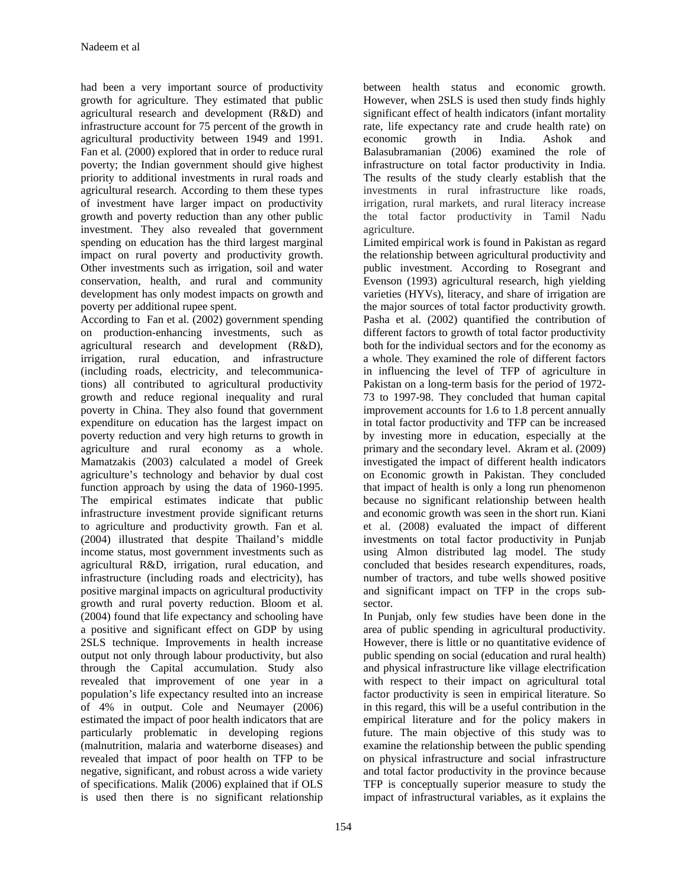had been a very important source of productivity growth for agriculture. They estimated that public agricultural research and development (R&D) and infrastructure account for 75 percent of the growth in agricultural productivity between 1949 and 1991. Fan et al. (2000) explored that in order to reduce rural poverty; the Indian government should give highest priority to additional investments in rural roads and agricultural research. According to them these types of investment have larger impact on productivity growth and poverty reduction than any other public investment. They also revealed that government spending on education has the third largest marginal impact on rural poverty and productivity growth. Other investments such as irrigation, soil and water conservation, health, and rural and community development has only modest impacts on growth and poverty per additional rupee spent.

According to Fan et al. (2002) government spending on production-enhancing investments, such as agricultural research and development (R&D), irrigation, rural education, and infrastructure (including roads, electricity, and telecommunications) all contributed to agricultural productivity growth and reduce regional inequality and rural poverty in China. They also found that government expenditure on education has the largest impact on poverty reduction and very high returns to growth in agriculture and rural economy as a whole. Mamatzakis (2003) calculated a model of Greek agriculture's technology and behavior by dual cost function approach by using the data of 1960-1995. The empirical estimates indicate that public infrastructure investment provide significant returns to agriculture and productivity growth. Fan et al. (2004) illustrated that despite Thailand's middle income status, most government investments such as agricultural R&D, irrigation, rural education, and infrastructure (including roads and electricity), has positive marginal impacts on agricultural productivity growth and rural poverty reduction. Bloom et al. (2004) found that life expectancy and schooling have a positive and significant effect on GDP by using 2SLS technique. Improvements in health increase output not only through labour productivity, but also through the Capital accumulation. Study also revealed that improvement of one year in a population's life expectancy resulted into an increase of 4% in output. Cole and Neumayer (2006) estimated the impact of poor health indicators that are particularly problematic in developing regions (malnutrition, malaria and waterborne diseases) and revealed that impact of poor health on TFP to be negative, significant, and robust across a wide variety of specifications. Malik (2006) explained that if OLS is used then there is no significant relationship between health status and economic growth. However, when 2SLS is used then study finds highly significant effect of health indicators (infant mortality rate, life expectancy rate and crude health rate) on economic growth in India. Ashok and Balasubramanian (2006) examined the role of infrastructure on total factor productivity in India. The results of the study clearly establish that the investments in rural infrastructure like roads, irrigation, rural markets, and rural literacy increase the total factor productivity in Tamil Nadu agriculture.

Limited empirical work is found in Pakistan as regard the relationship between agricultural productivity and public investment. According to Rosegrant and Evenson (1993) agricultural research, high yielding varieties (HYVs), literacy, and share of irrigation are the major sources of total factor productivity growth. Pasha et al. (2002) quantified the contribution of different factors to growth of total factor productivity both for the individual sectors and for the economy as a whole. They examined the role of different factors in influencing the level of TFP of agriculture in Pakistan on a long-term basis for the period of 1972-73 to 1997-98. They concluded that human capital improvement accounts for 1.6 to 1.8 percent annually in total factor productivity and TFP can be increased by investing more in education, especially at the primary and the secondary level. Akram et al. (2009) investigated the impact of different health indicators on Economic growth in Pakistan. They concluded that impact of health is only a long run phenomenon because no significant relationship between health and economic growth was seen in the short run. Kiani et al. (2008) evaluated the impact of different investments on total factor productivity in Punjab using Almon distributed lag model. The study concluded that besides research expenditures, roads, number of tractors, and tube wells showed positive and significant impact on TFP in the crops sub-sector.

In Punjab, only few studies have been done in the area of public spending in agricultural productivity. However, there is little or no quantitative evidence of public spending on social (education and rural health) and physical infrastructure like village electrification with respect to their impact on agricultural total factor productivity is seen in empirical literature. So in this regard, this will be a useful contribution in the empirical literature and for the policy makers in future. The main objective of this study was to examine the relationship between the public spending on physical infrastructure and social infrastructure and total factor productivity in the province because TFP is conceptually superior measure to study the impact of infrastructural variables, as it explains the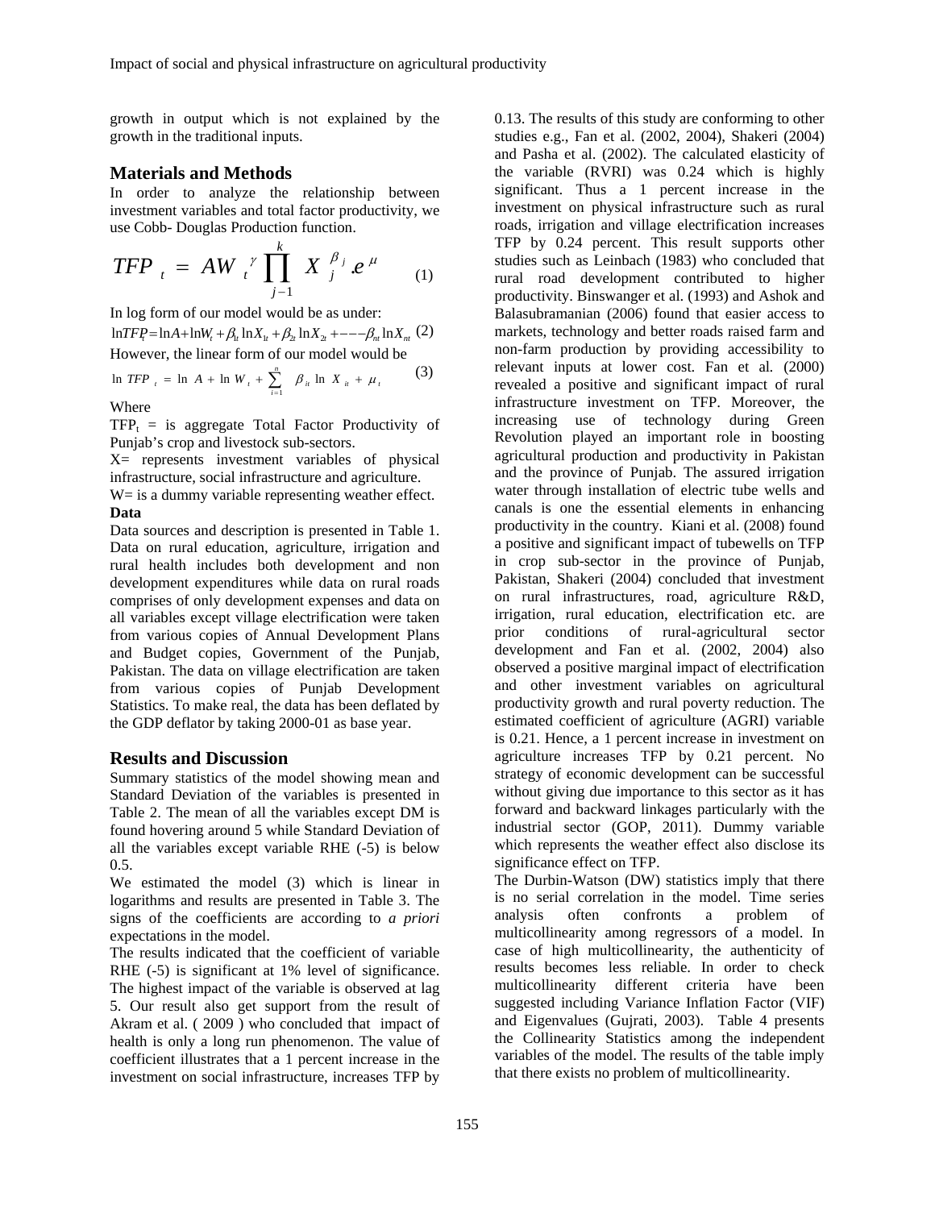growth in output which is not explained by the growth in the traditional inputs.

## Materials and Methods

In order to analyze the relationship between investment variables and total factor productivity, we use Cobb- Douglas Production function.

$$TFP_t = AW_t^{\gamma} \prod_{j-1}^{k} X_j^{\beta_j} .e^{\mu} \qquad (1)$$

In log form of our model would be as under:

$$\ln TFP_t = \ln A + \ln W_t + \beta_{1t} \ln X_{1t} + \beta_{2t} \ln X_{2t} + --- \beta_{nt} \ln X_{nt} \qquad (2)$$

However, the linear form of our model would be

$$\ln TFP_t = \ln A + \ln W_t + \sum_{i=1}^{n} \beta_{it} \ln X_{it} + \mu_t \qquad (3)$$

Where

$TFP_t$ = is aggregate Total Factor Productivity of Punjab's crop and livestock sub-sectors.

X= represents investment variables of physical infrastructure, social infrastructure and agriculture.

W= is a dummy variable representing weather effect.

**Data**

Data sources and description is presented in Table 1. Data on rural education, agriculture, irrigation and rural health includes both development and non development expenditures while data on rural roads comprises of only development expenses and data on all variables except village electrification were taken from various copies of Annual Development Plans and Budget copies, Government of the Punjab, Pakistan. The data on village electrification are taken from various copies of Punjab Development Statistics. To make real, the data has been deflated by the GDP deflator by taking 2000-01 as base year.

## Results and Discussion

Summary statistics of the model showing mean and Standard Deviation of the variables is presented in Table 2. The mean of all the variables except DM is found hovering around 5 while Standard Deviation of all the variables except variable RHE (-5) is below 0.5.

We estimated the model (3) which is linear in logarithms and results are presented in Table 3. The signs of the coefficients are according to *a priori* expectations in the model.

The results indicated that the coefficient of variable RHE (-5) is significant at 1% level of significance. The highest impact of the variable is observed at lag 5. Our result also get support from the result of Akram et al. ( 2009 ) who concluded that impact of health is only a long run phenomenon. The value of coefficient illustrates that a 1 percent increase in the investment on social infrastructure, increases TFP by 0.13. The results of this study are conforming to other studies e.g., Fan et al. (2002, 2004), Shakeri (2004) and Pasha et al. (2002). The calculated elasticity of the variable (RVRI) was 0.24 which is highly significant. Thus a 1 percent increase in the investment on physical infrastructure such as rural roads, irrigation and village electrification increases TFP by 0.24 percent. This result supports other studies such as Leinbach (1983) who concluded that rural road development contributed to higher productivity. Binswanger et al. (1993) and Ashok and Balasubramanian (2006) found that easier access to markets, technology and better roads raised farm and non-farm production by providing accessibility to relevant inputs at lower cost. Fan et al. (2000) revealed a positive and significant impact of rural infrastructure investment on TFP. Moreover, the increasing use of technology during Green Revolution played an important role in boosting agricultural production and productivity in Pakistan and the province of Punjab. The assured irrigation water through installation of electric tube wells and canals is one the essential elements in enhancing productivity in the country. Kiani et al. (2008) found a positive and significant impact of tubewells on TFP in crop sub-sector in the province of Punjab, Pakistan, Shakeri (2004) concluded that investment on rural infrastructures, road, agriculture R&D, irrigation, rural education, electrification etc. are prior conditions of rural-agricultural sector development and Fan et al. (2002, 2004) also observed a positive marginal impact of electrification and other investment variables on agricultural productivity growth and rural poverty reduction. The estimated coefficient of agriculture (AGRI) variable is 0.21. Hence, a 1 percent increase in investment on agriculture increases TFP by 0.21 percent. No strategy of economic development can be successful without giving due importance to this sector as it has forward and backward linkages particularly with the industrial sector (GOP, 2011). Dummy variable which represents the weather effect also disclose its significance effect on TFP.

The Durbin-Watson (DW) statistics imply that there is no serial correlation in the model. Time series analysis often confronts a problem of multicollinearity among regressors of a model. In case of high multicollinearity, the authenticity of results becomes less reliable. In order to check multicollinearity different criteria have been suggested including Variance Inflation Factor (VIF) and Eigenvalues (Gujrati, 2003). Table 4 presents the Collinearity Statistics among the independent variables of the model. The results of the table imply that there exists no problem of multicollinearity.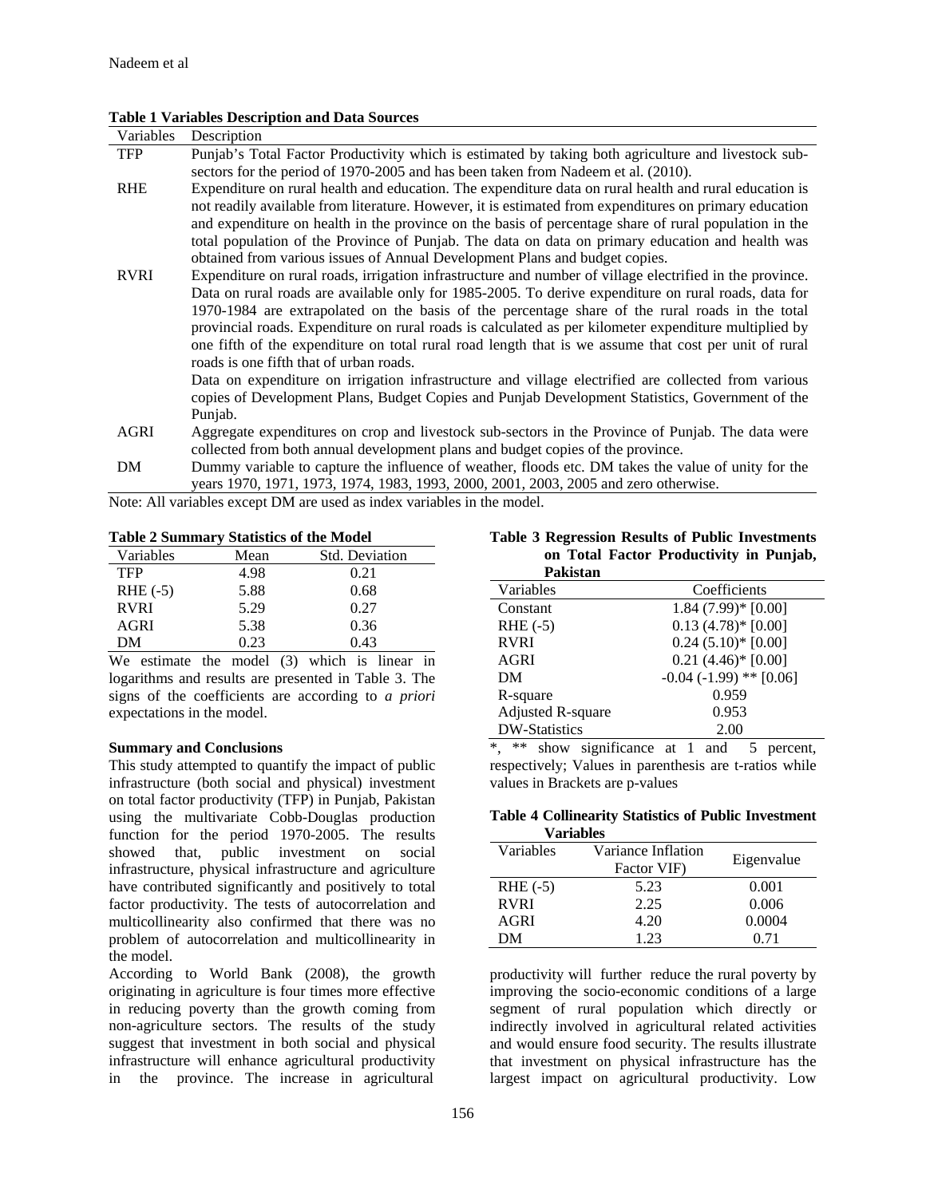**Table 1 Variables Description and Data Sources**

| Variables | Description |
|---|---|
| TFP | Punjab's Total Factor Productivity which is estimated by taking both agriculture and livestock sub-sectors for the period of 1970-2005 and has been taken from Nadeem et al. (2010). |
| RHE | Expenditure on rural health and education. The expenditure data on rural health and rural education is not readily available from literature. However, it is estimated from expenditures on primary education and expenditure on health in the province on the basis of percentage share of rural population in the total population of the Province of Punjab. The data on data on primary education and health was obtained from various issues of Annual Development Plans and budget copies. |
| RVRI | Expenditure on rural roads, irrigation infrastructure and number of village electrified in the province. Data on rural roads are available only for 1985-2005. To derive expenditure on rural roads, data for 1970-1984 are extrapolated on the basis of the percentage share of the rural roads in the total provincial roads. Expenditure on rural roads is calculated as per kilometer expenditure multiplied by one fifth of the expenditure on total rural road length that is we assume that cost per unit of rural roads is one fifth that of urban roads. Data on expenditure on irrigation infrastructure and village electrified are collected from various copies of Development Plans, Budget Copies and Punjab Development Statistics, Government of the Punjab. |
| AGRI | Aggregate expenditures on crop and livestock sub-sectors in the Province of Punjab. The data were collected from both annual development plans and budget copies of the province. |
| DM | Dummy variable to capture the influence of weather, floods etc. DM takes the value of unity for the years 1970, 1971, 1973, 1974, 1983, 1993, 2000, 2001, 2003, 2005 and zero otherwise. |

Note: All variables except DM are used as index variables in the model.

**Table 2 Summary Statistics of the Model**

| Variables | Mean | Std. Deviation |
|---|---|---|
| TFP | 4.98 | 0.21 |
| RHE (-5) | 5.88 | 0.68 |
| RVRI | 5.29 | 0.27 |
| AGRI | 5.38 | 0.36 |
| DM | 0.23 | 0.43 |

We estimate the model (3) which is linear in logarithms and results are presented in Table 3. The signs of the coefficients are according to *a priori* expectations in the model.

**Table 3 Regression Results of Public Investments on Total Factor Productivity in Punjab, Pakistan**

| Variables | Coefficients |
|---|---|
| Constant | 1.84 (7.99)* [0.00] |
| RHE (-5) | 0.13 (4.78)* [0.00] |
| RVRI | 0.24 (5.10)* [0.00] |
| AGRI | 0.21 (4.46)* [0.00] |
| DM | -0.04 (-1.99) ** [0.06] |
| R-square | 0.959 |
| Adjusted R-square | 0.953 |
| DW-Statistics | 2.00 |

*, ** show significance at 1 and 5 percent, respectively; Values in parenthesis are t-ratios while values in Brackets are p-values

**Table 4 Collinearity Statistics of Public Investment Variables**

| Variables | Variance Inflation Factor VIF) | Eigenvalue |
|---|---|---|
| RHE (-5) | 5.23 | 0.001 |
| RVRI | 2.25 | 0.006 |
| AGRI | 4.20 | 0.0004 |
| DM | 1.23 | 0.71 |

### Summary and Conclusions

This study attempted to quantify the impact of public infrastructure (both social and physical) investment on total factor productivity (TFP) in Punjab, Pakistan using the multivariate Cobb-Douglas production function for the period 1970-2005. The results showed that, public investment on social infrastructure, physical infrastructure and agriculture have contributed significantly and positively to total factor productivity. The tests of autocorrelation and multicollinearity also confirmed that there was no problem of autocorrelation and multicollinearity in the model.

According to World Bank (2008), the growth originating in agriculture is four times more effective in reducing poverty than the growth coming from non-agriculture sectors. The results of the study suggest that investment in both social and physical infrastructure will enhance agricultural productivity in the province. The increase in agricultural productivity will further reduce the rural poverty by improving the socio-economic conditions of a large segment of rural population which directly or indirectly involved in agricultural related activities and would ensure food security. The results illustrate that investment on physical infrastructure has the largest impact on agricultural productivity. Low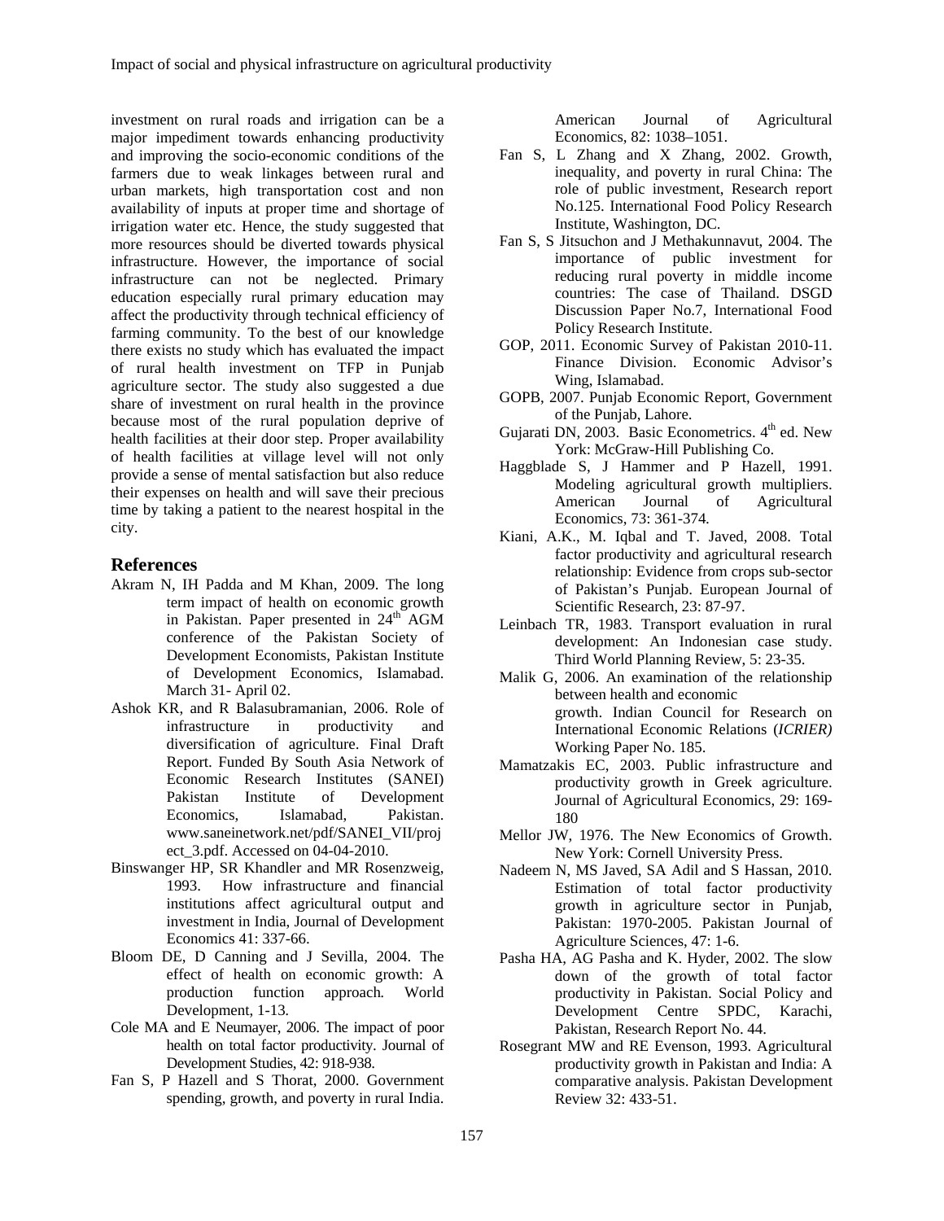investment on rural roads and irrigation can be a major impediment towards enhancing productivity and improving the socio-economic conditions of the farmers due to weak linkages between rural and urban markets, high transportation cost and non availability of inputs at proper time and shortage of irrigation water etc. Hence, the study suggested that more resources should be diverted towards physical infrastructure. However, the importance of social infrastructure can not be neglected. Primary education especially rural primary education may affect the productivity through technical efficiency of farming community. To the best of our knowledge there exists no study which has evaluated the impact of rural health investment on TFP in Punjab agriculture sector. The study also suggested a due share of investment on rural health in the province because most of the rural population deprive of health facilities at their door step. Proper availability of health facilities at village level will not only provide a sense of mental satisfaction but also reduce their expenses on health and will save their precious time by taking a patient to the nearest hospital in the city.

## References

Akram N, IH Padda and M Khan, 2009. The long term impact of health on economic growth in Pakistan. Paper presented in 24th AGM conference of the Pakistan Society of Development Economists, Pakistan Institute of Development Economics, Islamabad. March 31- April 02.

Ashok KR, and R Balasubramanian, 2006. Role of infrastructure in productivity and diversification of agriculture. Final Draft Report. Funded By South Asia Network of Economic Research Institutes (SANEI) Pakistan Institute of Development Economics, Islamabad, Pakistan. www.saneinetwork.net/pdf/SANEI_VII/project_3.pdf. Accessed on 04-04-2010.

Binswanger HP, SR Khandler and MR Rosenzweig, 1993. How infrastructure and financial institutions affect agricultural output and investment in India, Journal of Development Economics 41: 337-66.

Bloom DE, D Canning and J Sevilla, 2004. The effect of health on economic growth: A production function approach. World Development, 1-13.

Cole MA and E Neumayer, 2006. The impact of poor health on total factor productivity. Journal of Development Studies, 42: 918-938.

Fan S, P Hazell and S Thorat, 2000. Government spending, growth, and poverty in rural India. American Journal of Agricultural Economics, 82: 1038–1051.

Fan S, L Zhang and X Zhang, 2002. Growth, inequality, and poverty in rural China: The role of public investment, Research report No.125. International Food Policy Research Institute, Washington, DC.

Fan S, S Jitsuchon and J Methakunnavut, 2004. The importance of public investment for reducing rural poverty in middle income countries: The case of Thailand. DSGD Discussion Paper No.7, International Food Policy Research Institute.

GOP, 2011. Economic Survey of Pakistan 2010-11. Finance Division. Economic Advisor's Wing, Islamabad.

GOPB, 2007. Punjab Economic Report, Government of the Punjab, Lahore.

Gujarati DN, 2003. Basic Econometrics. 4th ed. New York: McGraw-Hill Publishing Co.

Haggblade S, J Hammer and P Hazell, 1991. Modeling agricultural growth multipliers. American Journal of Agricultural Economics, 73: 361-374.

Kiani, A.K., M. Iqbal and T. Javed, 2008. Total factor productivity and agricultural research relationship: Evidence from crops sub-sector of Pakistan's Punjab. European Journal of Scientific Research, 23: 87-97.

Leinbach TR, 1983. Transport evaluation in rural development: An Indonesian case study. Third World Planning Review, 5: 23-35.

Malik G, 2006. An examination of the relationship between health and economic growth. Indian Council for Research on International Economic Relations (*ICRIER)* Working Paper No. 185.

Mamatzakis EC, 2003. Public infrastructure and productivity growth in Greek agriculture. Journal of Agricultural Economics, 29: 169-180

Mellor JW, 1976. The New Economics of Growth. New York: Cornell University Press.

Nadeem N, MS Javed, SA Adil and S Hassan, 2010. Estimation of total factor productivity growth in agriculture sector in Punjab, Pakistan: 1970-2005. Pakistan Journal of Agriculture Sciences, 47: 1-6.

Pasha HA, AG Pasha and K. Hyder, 2002. The slow down of the growth of total factor productivity in Pakistan. Social Policy and Development Centre SPDC, Karachi, Pakistan, Research Report No. 44.

Rosegrant MW and RE Evenson, 1993. Agricultural productivity growth in Pakistan and India: A comparative analysis. Pakistan Development Review 32: 433-51.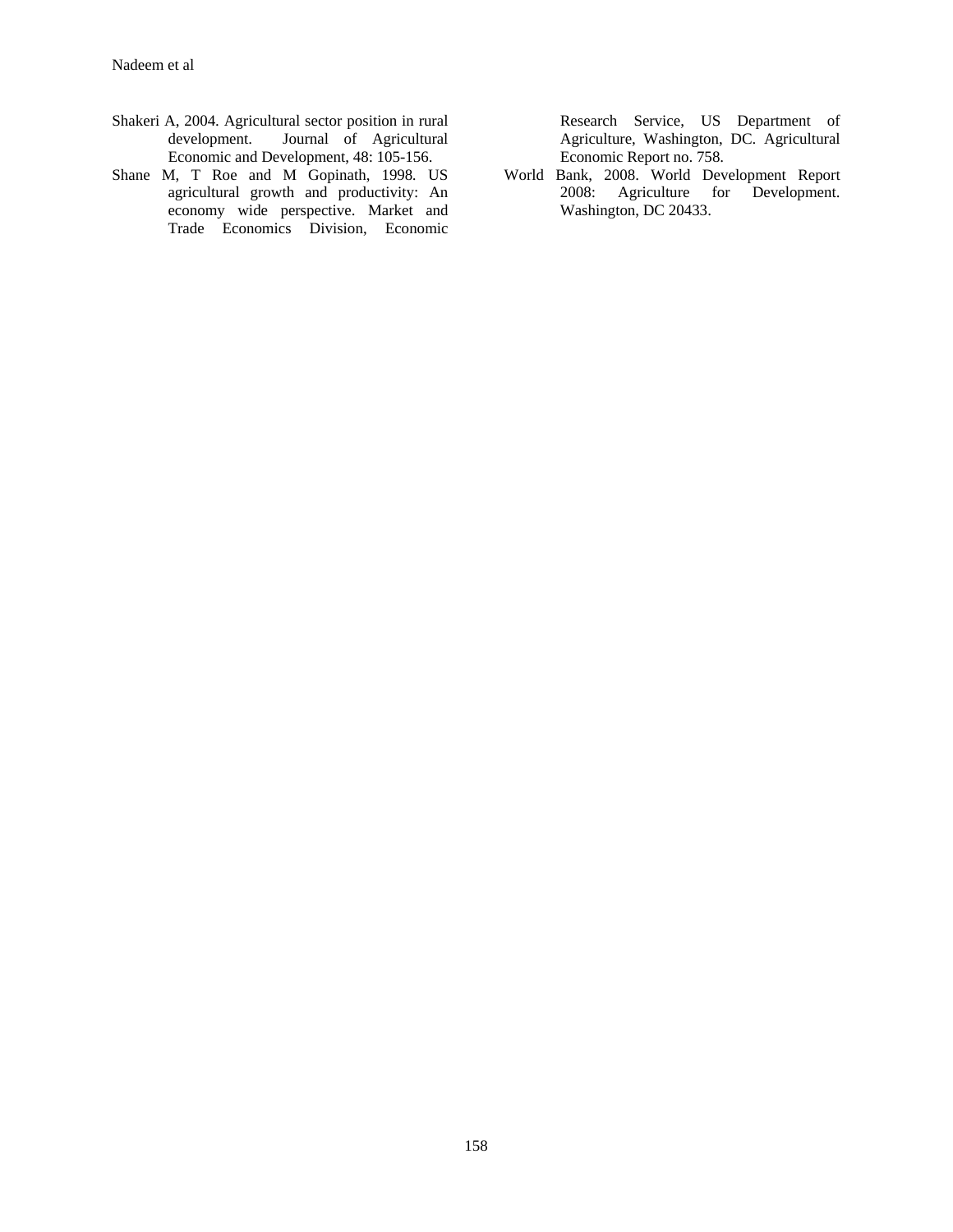Shakeri A, 2004. Agricultural sector position in rural development. Journal of Agricultural Economic and Development, 48: 105-156.

Shane M, T Roe and M Gopinath, 1998. US agricultural growth and productivity: An economy wide perspective. Market and Trade Economics Division, Economic Research Service, US Department of Agriculture, Washington, DC. Agricultural Economic Report no. 758.

World Bank, 2008. World Development Report 2008: Agriculture for Development. Washington, DC 20433.